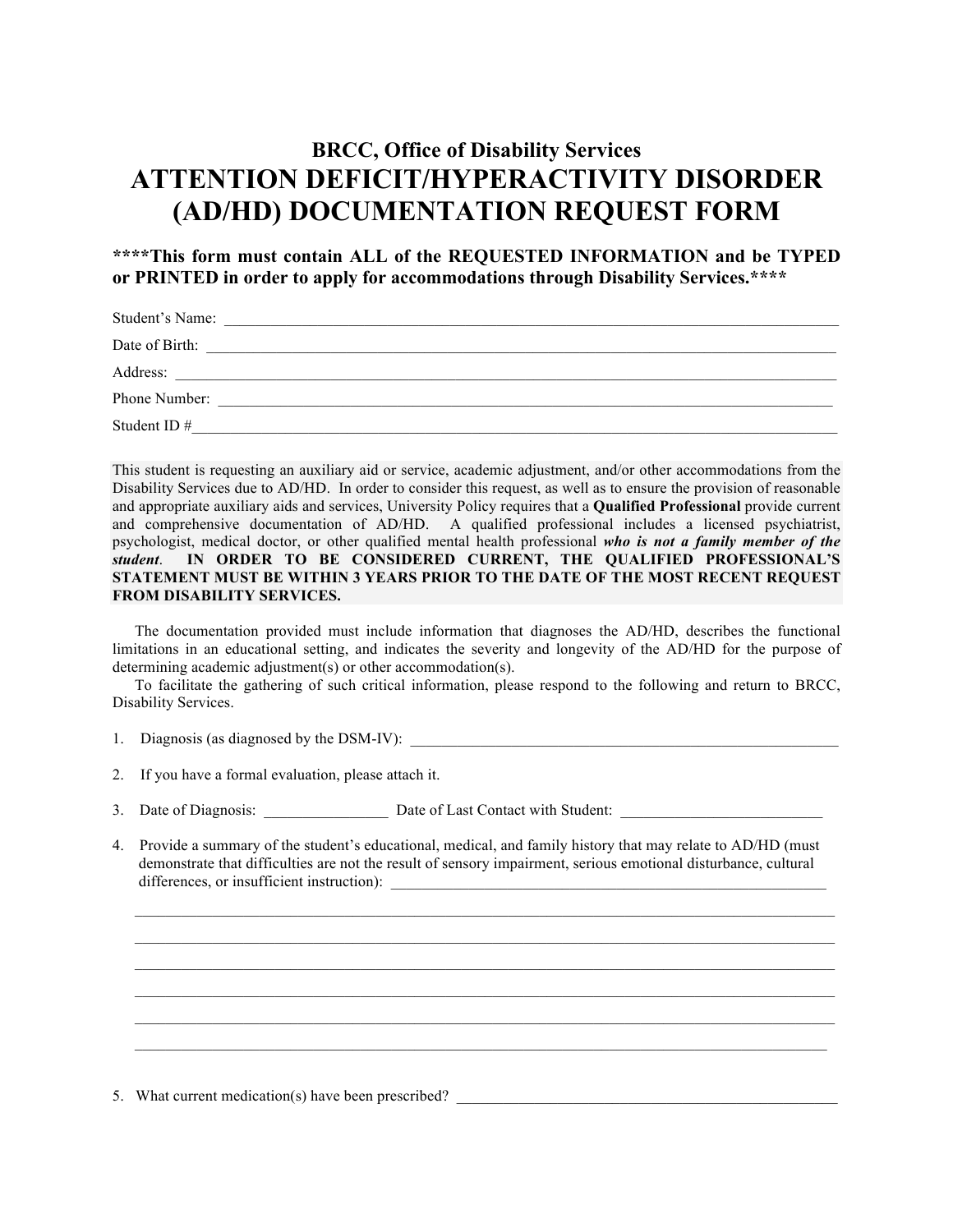**BRCC, Office of Disability Services**

# ATTENTION DEFICIT/HYPERACTIVITY DISORDER (AD/HD) DOCUMENTATION REQUEST FORM

**\*\*\*\*This form must contain ALL of the REQUESTED INFORMATION and be TYPED or PRINTED in order to apply for accommodations through Disability Services.\*\*\*\***

Student's Name: ______________________________________________________________________________

Date of Birth: ______________________________________________________________________________

Address: ______________________________________________________________________________

Phone Number: ______________________________________________________________________________

Student ID #______________________________________________________________________________

This student is requesting an auxiliary aid or service, academic adjustment, and/or other accommodations from the Disability Services due to AD/HD. In order to consider this request, as well as to ensure the provision of reasonable and appropriate auxiliary aids and services, University Policy requires that a **Qualified Professional** provide current and comprehensive documentation of AD/HD. A qualified professional includes a licensed psychiatrist, psychologist, medical doctor, or other qualified mental health professional ***who is not a family member of the student***. **IN ORDER TO BE CONSIDERED CURRENT, THE QUALIFIED PROFESSIONAL'S STATEMENT MUST BE WITHIN 3 YEARS PRIOR TO THE DATE OF THE MOST RECENT REQUEST FROM DISABILITY SERVICES.**

The documentation provided must include information that diagnoses the AD/HD, describes the functional limitations in an educational setting, and indicates the severity and longevity of the AD/HD for the purpose of determining academic adjustment(s) or other accommodation(s).

To facilitate the gathering of such critical information, please respond to the following and return to BRCC, Disability Services.

1. Diagnosis (as diagnosed by the DSM-IV): ________________________________________________________

2. If you have a formal evaluation, please attach it.

3. Date of Diagnosis: ________________ Date of Last Contact with Student: __________________________

4. Provide a summary of the student's educational, medical, and family history that may relate to AD/HD (must demonstrate that difficulties are not the result of sensory impairment, serious emotional disturbance, cultural differences, or insufficient instruction): ____________________________________________________________

   ______________________________________________________________________________________

   ______________________________________________________________________________________

   ______________________________________________________________________________________

   ______________________________________________________________________________________

   ______________________________________________________________________________________

   ______________________________________________________________________________________

5. What current medication(s) have been prescribed? ___________________________________________________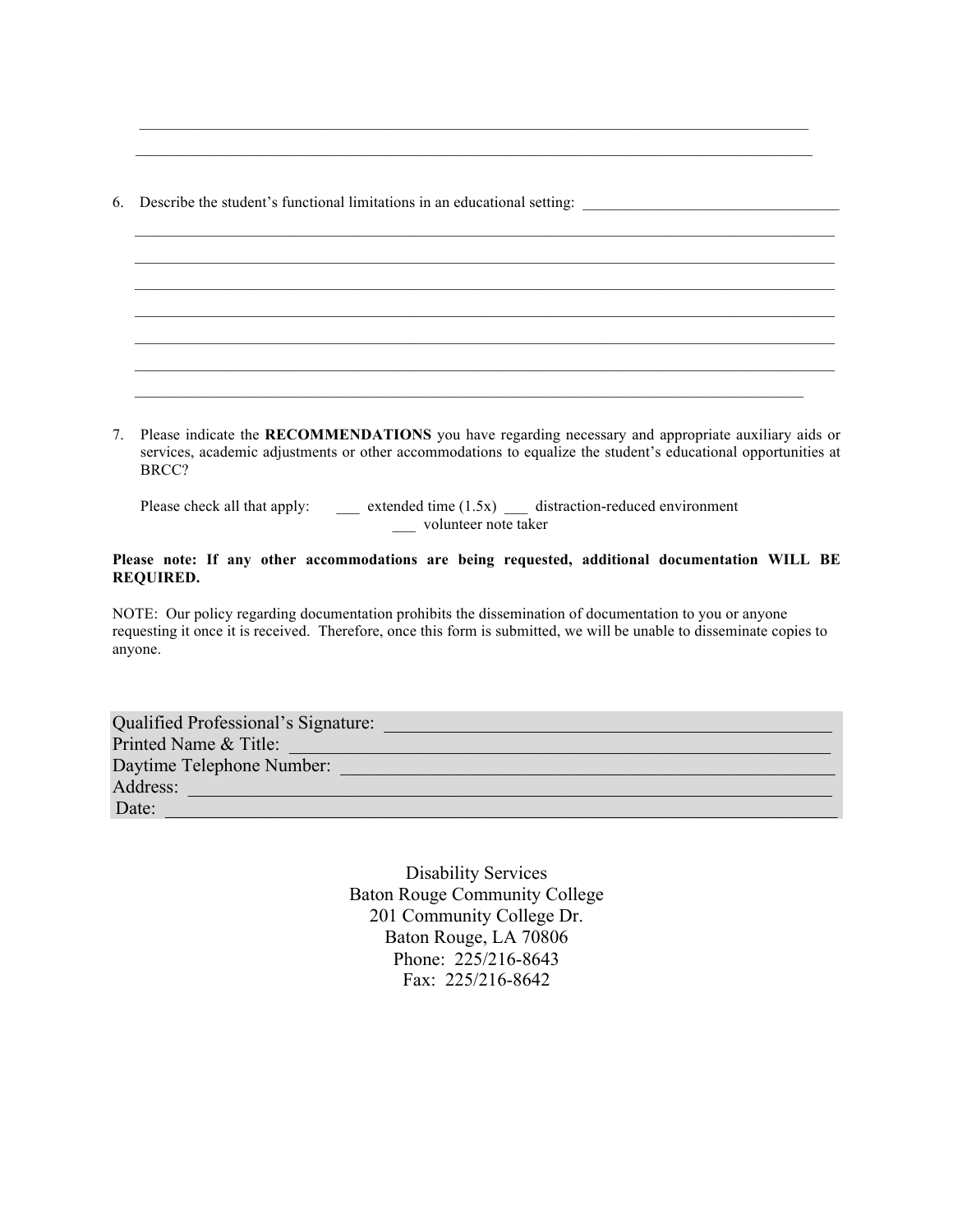______________________________________________________________________________________

______________________________________________________________________________________

6. Describe the student's functional limitations in an educational setting: ___________________________________

______________________________________________________________________________________

______________________________________________________________________________________

______________________________________________________________________________________

______________________________________________________________________________________

______________________________________________________________________________________

______________________________________________________________________________________

______________________________________________________________________________________

7. Please indicate the **RECOMMENDATIONS** you have regarding necessary and appropriate auxiliary aids or services, academic adjustments or other accommodations to equalize the student's educational opportunities at BRCC?

   Please check all that apply: ___ extended time (1.5x) ___ distraction-reduced environment
   ___ volunteer note taker

**Please note: If any other accommodations are being requested, additional documentation WILL BE REQUIRED.**

NOTE: Our policy regarding documentation prohibits the dissemination of documentation to you or anyone requesting it once it is received. Therefore, once this form is submitted, we will be unable to disseminate copies to anyone.

Qualified Professional's Signature: _______________________________________________
Printed Name & Title: ___________________________________________________________
Daytime Telephone Number: ______________________________________________________
Address: _______________________________________________________________________
Date: __________________________________________________________________________

Disability Services
Baton Rouge Community College
201 Community College Dr.
Baton Rouge, LA 70806
Phone: 225/216-8643
Fax: 225/216-8642